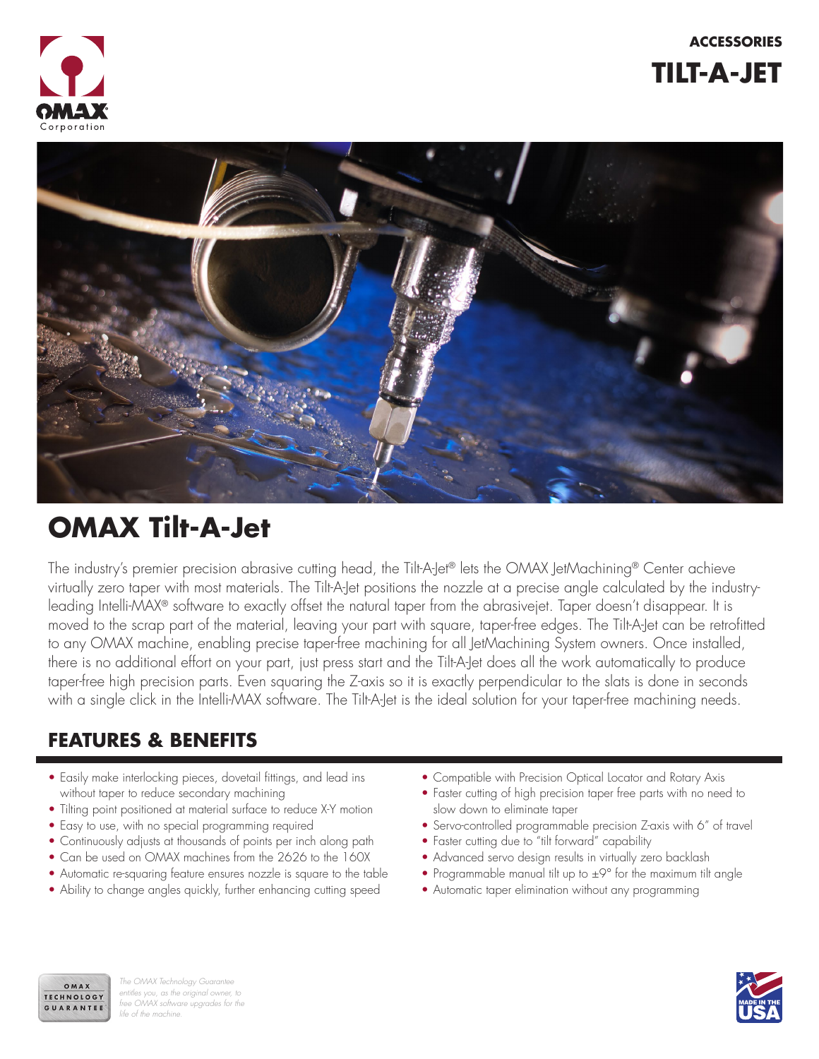ACCESSORIES

# TILT-A-JET

## OMAX Tilt-A-Jet

The industry's premier precision abrasive cutting head, the Tilt-A-Jet® lets the OMAX JetMachining® Center achieve virtually zero taper with most materials. The Tilt-A-Jet positions the nozzle at a precise angle calculated by the industry-leading Intelli-MAX® software to exactly offset the natural taper from the abrasivejet. Taper doesn't disappear. It is moved to the scrap part of the material, leaving your part with square, taper-free edges. The Tilt-A-Jet can be retrofitted to any OMAX machine, enabling precise taper-free machining for all JetMachining System owners. Once installed, there is no additional effort on your part, just press start and the Tilt-A-Jet does all the work automatically to produce taper-free high precision parts. Even squaring the Z-axis so it is exactly perpendicular to the slats is done in seconds with a single click in the Intelli-MAX software. The Tilt-A-Jet is the ideal solution for your taper-free machining needs.

### FEATURES & BENEFITS

- Easily make interlocking pieces, dovetail fittings, and lead ins without taper to reduce secondary machining
- Tilting point positioned at material surface to reduce X-Y motion
- Easy to use, with no special programming required
- Continuously adjusts at thousands of points per inch along path
- Can be used on OMAX machines from the 2626 to the 160X
- Automatic re-squaring feature ensures nozzle is square to the table
- Ability to change angles quickly, further enhancing cutting speed
- Compatible with Precision Optical Locator and Rotary Axis
- Faster cutting of high precision taper free parts with no need to slow down to eliminate taper
- Servo-controlled programmable precision Z-axis with 6" of travel
- Faster cutting due to "tilt forward" capability
- Advanced servo design results in virtually zero backlash
- Programmable manual tilt up to ±9° for the maximum tilt angle
- Automatic taper elimination without any programming

OMAX TECHNOLOGY GUARANTEE

*The OMAX Technology Guarantee entitles you, as the original owner, to free OMAX software upgrades for the life of the machine.*

MADE IN THE USA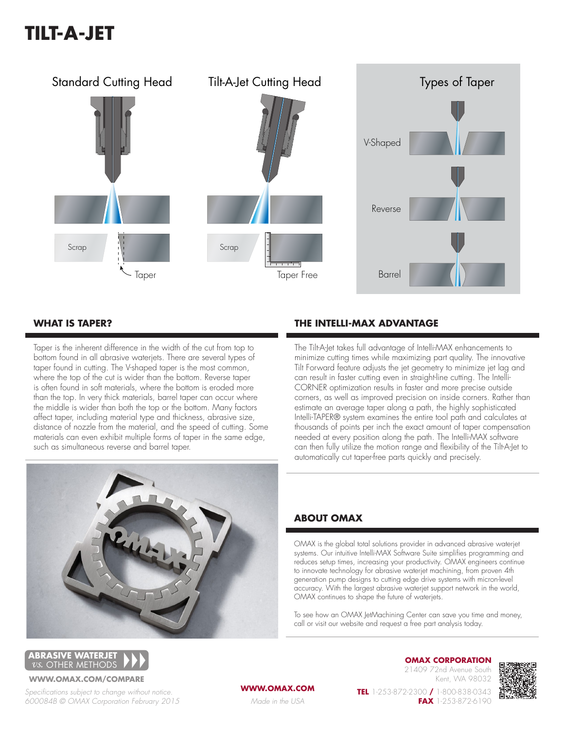# TILT-A-JET

Standard Cutting Head

Scrap

Taper

Tilt-A-Jet Cutting Head

Scrap

Taper Free

Types of Taper

V-Shaped

Reverse

Barrel

## WHAT IS TAPER?

Taper is the inherent difference in the width of the cut from top to bottom found in all abrasive waterjets. There are several types of taper found in cutting. The V-shaped taper is the most common, where the top of the cut is wider than the bottom. Reverse taper is often found in soft materials, where the bottom is eroded more than the top. In very thick materials, barrel taper can occur where the middle is wider than both the top or the bottom. Many factors affect taper, including material type and thickness, abrasive size, distance of nozzle from the material, and the speed of cutting. Some materials can even exhibit multiple forms of taper in the same edge, such as simultaneous reverse and barrel taper.

## THE INTELLI-MAX ADVANTAGE

The Tilt-A-Jet takes full advantage of Intelli-MAX enhancements to minimize cutting times while maximizing part quality. The innovative Tilt Forward feature adjusts the jet geometry to minimize jet lag and can result in faster cutting even in straight-line cutting. The Intelli-CORNER optimization results in faster and more precise outside corners, as well as improved precision on inside corners. Rather than estimate an average taper along a path, the highly sophisticated Intelli-TAPER® system examines the entire tool path and calculates at thousands of points per inch the exact amount of taper compensation needed at every position along the path. The Intelli-MAX software can then fully utilize the motion range and flexibility of the Tilt-A-Jet to automatically cut taper-free parts quickly and precisely.

## ABOUT OMAX

OMAX is the global total solutions provider in advanced abrasive waterjet systems. Our intuitive Intelli-MAX Software Suite simplifies programming and reduces setup times, increasing your productivity. OMAX engineers continue to innovate technology for abrasive waterjet machining, from proven 4th generation pump designs to cutting edge drive systems with micron-level accuracy. With the largest abrasive waterjet support network in the world, OMAX continues to shape the future of waterjets.

To see how an OMAX JetMachining Center can save you time and money, call or visit our website and request a free part analysis today.

**ABRASIVE WATERJET** *vs.* OTHER METHODS

**WWW.OMAX.COM/COMPARE**

*Specifications subject to change without notice.*
*600084B © OMAX Corporation February 2015*

**WWW.OMAX.COM**

*Made in the USA*

**OMAX CORPORATION**
21409 72nd Avenue South
Kent, WA 98032

**TEL** 1-253-872-2300 / 1-800-838-0343
**FAX** 1-253-872-6190